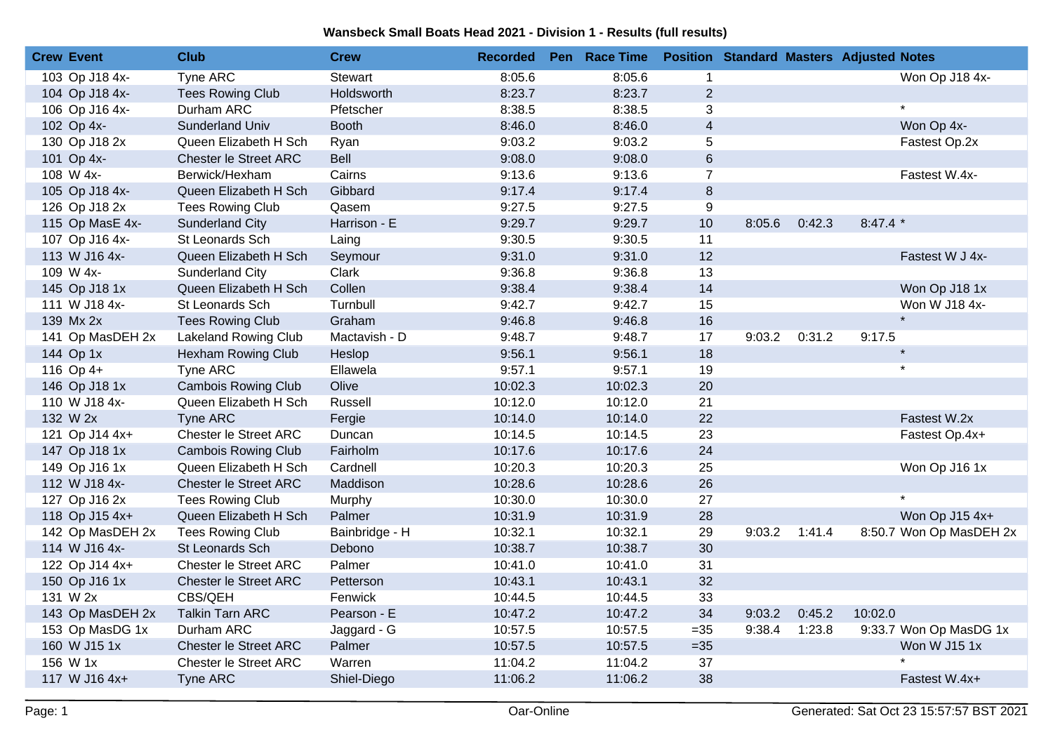**Wansbeck Small Boats Head 2021 - Division 1 - Results (full results)**

| Crew | Event | Club | Crew | Recorded | Pen | Race Time | Position | Standard | Masters | Adjusted | Notes |
|---|---|---|---|---|---|---|---|---|---|---|---|
| 103 | Op J18 4x- | Tyne ARC | Stewart | 8:05.6 | | 8:05.6 | 1 | | | | Won Op J18 4x- |
| 104 | Op J18 4x- | Tees Rowing Club | Holdsworth | 8:23.7 | | 8:23.7 | 2 | | | | |
| 106 | Op J16 4x- | Durham ARC | Pfetscher | 8:38.5 | | 8:38.5 | 3 | | | | * |
| 102 | Op 4x- | Sunderland Univ | Booth | 8:46.0 | | 8:46.0 | 4 | | | | Won Op 4x- |
| 130 | Op J18 2x | Queen Elizabeth H Sch | Ryan | 9:03.2 | | 9:03.2 | 5 | | | | Fastest Op.2x |
| 101 | Op 4x- | Chester le Street ARC | Bell | 9:08.0 | | 9:08.0 | 6 | | | | |
| 108 | W 4x- | Berwick/Hexham | Cairns | 9:13.6 | | 9:13.6 | 7 | | | | Fastest W.4x- |
| 105 | Op J18 4x- | Queen Elizabeth H Sch | Gibbard | 9:17.4 | | 9:17.4 | 8 | | | | |
| 126 | Op J18 2x | Tees Rowing Club | Qasem | 9:27.5 | | 9:27.5 | 9 | | | | |
| 115 | Op MasE 4x- | Sunderland City | Harrison - E | 9:29.7 | | 9:29.7 | 10 | 8:05.6 | 0:42.3 | 8:47.4 | * |
| 107 | Op J16 4x- | St Leonards Sch | Laing | 9:30.5 | | 9:30.5 | 11 | | | | |
| 113 | W J16 4x- | Queen Elizabeth H Sch | Seymour | 9:31.0 | | 9:31.0 | 12 | | | | Fastest W J 4x- |
| 109 | W 4x- | Sunderland City | Clark | 9:36.8 | | 9:36.8 | 13 | | | | |
| 145 | Op J18 1x | Queen Elizabeth H Sch | Collen | 9:38.4 | | 9:38.4 | 14 | | | | Won Op J18 1x |
| 111 | W J18 4x- | St Leonards Sch | Turnbull | 9:42.7 | | 9:42.7 | 15 | | | | Won W J18 4x- |
| 139 | Mx 2x | Tees Rowing Club | Graham | 9:46.8 | | 9:46.8 | 16 | | | | * |
| 141 | Op MasDEH 2x | Lakeland Rowing Club | Mactavish - D | 9:48.7 | | 9:48.7 | 17 | 9:03.2 | 0:31.2 | 9:17.5 | |
| 144 | Op 1x | Hexham Rowing Club | Heslop | 9:56.1 | | 9:56.1 | 18 | | | | * |
| 116 | Op 4+ | Tyne ARC | Ellawela | 9:57.1 | | 9:57.1 | 19 | | | | * |
| 146 | Op J18 1x | Cambois Rowing Club | Olive | 10:02.3 | | 10:02.3 | 20 | | | | |
| 110 | W J18 4x- | Queen Elizabeth H Sch | Russell | 10:12.0 | | 10:12.0 | 21 | | | | |
| 132 | W 2x | Tyne ARC | Fergie | 10:14.0 | | 10:14.0 | 22 | | | | Fastest W.2x |
| 121 | Op J14 4x+ | Chester le Street ARC | Duncan | 10:14.5 | | 10:14.5 | 23 | | | | Fastest Op.4x+ |
| 147 | Op J18 1x | Cambois Rowing Club | Fairholm | 10:17.6 | | 10:17.6 | 24 | | | | |
| 149 | Op J16 1x | Queen Elizabeth H Sch | Cardnell | 10:20.3 | | 10:20.3 | 25 | | | | Won Op J16 1x |
| 112 | W J18 4x- | Chester le Street ARC | Maddison | 10:28.6 | | 10:28.6 | 26 | | | | |
| 127 | Op J16 2x | Tees Rowing Club | Murphy | 10:30.0 | | 10:30.0 | 27 | | | | * |
| 118 | Op J15 4x+ | Queen Elizabeth H Sch | Palmer | 10:31.9 | | 10:31.9 | 28 | | | | Won Op J15 4x+ |
| 142 | Op MasDEH 2x | Tees Rowing Club | Bainbridge - H | 10:32.1 | | 10:32.1 | 29 | 9:03.2 | 1:41.4 | 8:50.7 | Won Op MasDEH 2x |
| 114 | W J16 4x- | St Leonards Sch | Debono | 10:38.7 | | 10:38.7 | 30 | | | | |
| 122 | Op J14 4x+ | Chester le Street ARC | Palmer | 10:41.0 | | 10:41.0 | 31 | | | | |
| 150 | Op J16 1x | Chester le Street ARC | Petterson | 10:43.1 | | 10:43.1 | 32 | | | | |
| 131 | W 2x | CBS/QEH | Fenwick | 10:44.5 | | 10:44.5 | 33 | | | | |
| 143 | Op MasDEH 2x | Talkin Tarn ARC | Pearson - E | 10:47.2 | | 10:47.2 | 34 | 9:03.2 | 0:45.2 | 10:02.0 | |
| 153 | Op MasDG 1x | Durham ARC | Jaggard - G | 10:57.5 | | 10:57.5 | =35 | 9:38.4 | 1:23.8 | 9:33.7 | Won Op MasDG 1x |
| 160 | W J15 1x | Chester le Street ARC | Palmer | 10:57.5 | | 10:57.5 | =35 | | | | Won W J15 1x |
| 156 | W 1x | Chester le Street ARC | Warren | 11:04.2 | | 11:04.2 | 37 | | | | * |
| 117 | W J16 4x+ | Tyne ARC | Shiel-Diego | 11:06.2 | | 11:06.2 | 38 | | | | Fastest W.4x+ |

Oar-Online

Generated: Sat Oct 23 15:57:57 BST 2021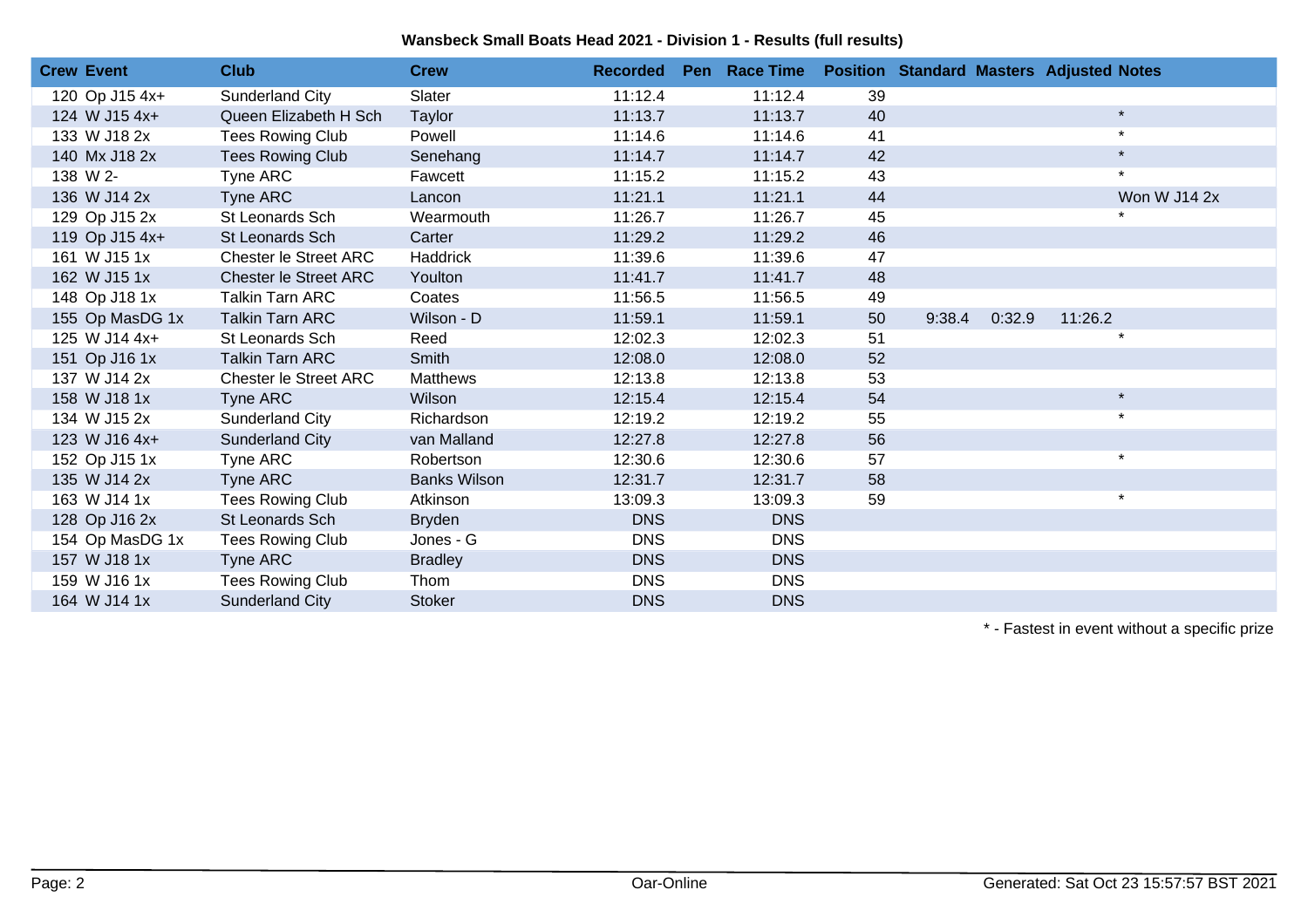**Wansbeck Small Boats Head 2021 - Division 1 - Results (full results)**

| Crew | Event | Club | Crew | Recorded | Pen | Race Time | Position | Standard | Masters | Adjusted | Notes |
|---|---|---|---|---|---|---|---|---|---|---|---|
| 120 | Op J15 4x+ | Sunderland City | Slater | 11:12.4 | | 11:12.4 | 39 | | | | |
| 124 | W J15 4x+ | Queen Elizabeth H Sch | Taylor | 11:13.7 | | 11:13.7 | 40 | | | | * |
| 133 | W J18 2x | Tees Rowing Club | Powell | 11:14.6 | | 11:14.6 | 41 | | | | * |
| 140 | Mx J18 2x | Tees Rowing Club | Senehang | 11:14.7 | | 11:14.7 | 42 | | | | * |
| 138 | W 2- | Tyne ARC | Fawcett | 11:15.2 | | 11:15.2 | 43 | | | | * |
| 136 | W J14 2x | Tyne ARC | Lancon | 11:21.1 | | 11:21.1 | 44 | | | | Won W J14 2x |
| 129 | Op J15 2x | St Leonards Sch | Wearmouth | 11:26.7 | | 11:26.7 | 45 | | | | * |
| 119 | Op J15 4x+ | St Leonards Sch | Carter | 11:29.2 | | 11:29.2 | 46 | | | | |
| 161 | W J15 1x | Chester le Street ARC | Haddrick | 11:39.6 | | 11:39.6 | 47 | | | | |
| 162 | W J15 1x | Chester le Street ARC | Youlton | 11:41.7 | | 11:41.7 | 48 | | | | |
| 148 | Op J18 1x | Talkin Tarn ARC | Coates | 11:56.5 | | 11:56.5 | 49 | | | | |
| 155 | Op MasDG 1x | Talkin Tarn ARC | Wilson - D | 11:59.1 | | 11:59.1 | 50 | 9:38.4 | 0:32.9 | 11:26.2 | |
| 125 | W J14 4x+ | St Leonards Sch | Reed | 12:02.3 | | 12:02.3 | 51 | | | | * |
| 151 | Op J16 1x | Talkin Tarn ARC | Smith | 12:08.0 | | 12:08.0 | 52 | | | | |
| 137 | W J14 2x | Chester le Street ARC | Matthews | 12:13.8 | | 12:13.8 | 53 | | | | |
| 158 | W J18 1x | Tyne ARC | Wilson | 12:15.4 | | 12:15.4 | 54 | | | | * |
| 134 | W J15 2x | Sunderland City | Richardson | 12:19.2 | | 12:19.2 | 55 | | | | * |
| 123 | W J16 4x+ | Sunderland City | van Malland | 12:27.8 | | 12:27.8 | 56 | | | | |
| 152 | Op J15 1x | Tyne ARC | Robertson | 12:30.6 | | 12:30.6 | 57 | | | | * |
| 135 | W J14 2x | Tyne ARC | Banks Wilson | 12:31.7 | | 12:31.7 | 58 | | | | |
| 163 | W J14 1x | Tees Rowing Club | Atkinson | 13:09.3 | | 13:09.3 | 59 | | | | * |
| 128 | Op J16 2x | St Leonards Sch | Bryden | DNS | | DNS | | | | | |
| 154 | Op MasDG 1x | Tees Rowing Club | Jones - G | DNS | | DNS | | | | | |
| 157 | W J18 1x | Tyne ARC | Bradley | DNS | | DNS | | | | | |
| 159 | W J16 1x | Tees Rowing Club | Thom | DNS | | DNS | | | | | |
| 164 | W J14 1x | Sunderland City | Stoker | DNS | | DNS | | | | | |

* - Fastest in event without a specific prize

Oar-Online

Generated: Sat Oct 23 15:57:57 BST 2021